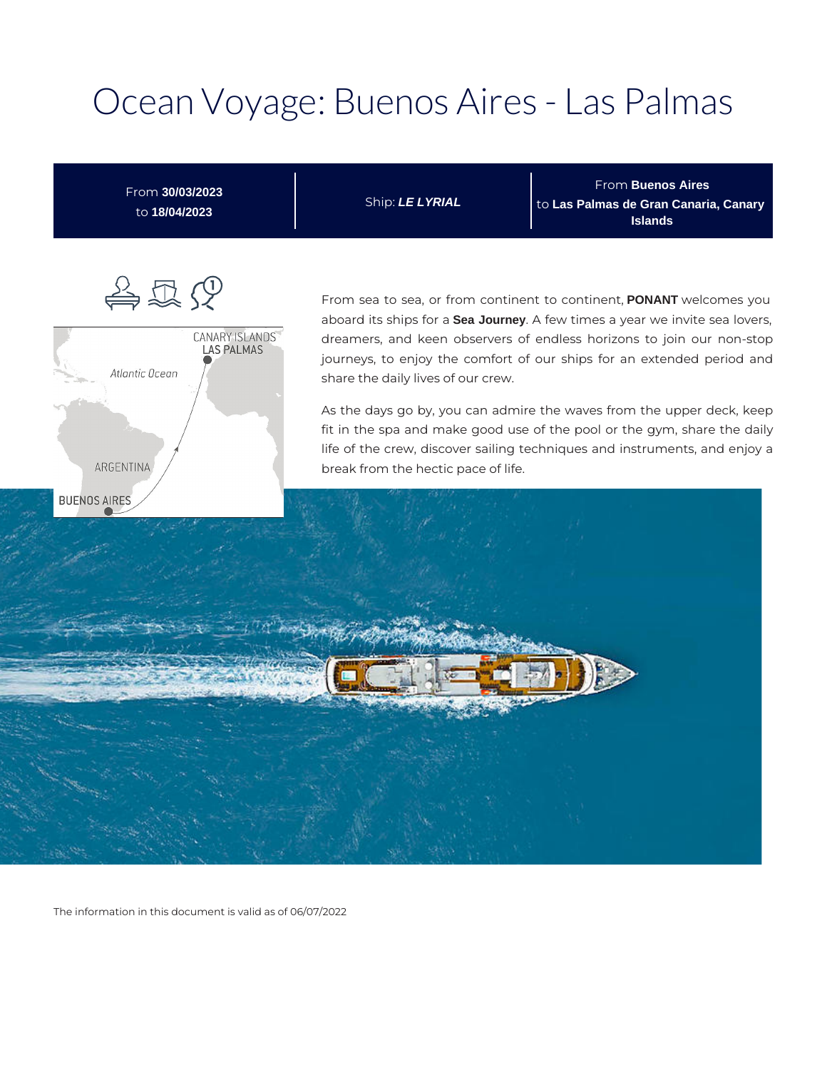# Ocean Voyage: Buenos Aires - Las Palmas

| From **30/03/2023** to **18/04/2023** | Ship: ***LE LYRIAL*** | From **Buenos Aires** to **Las Palmas de Gran Canaria, Canary Islands** |
|---|---|---|

From sea to sea, or from continent to continent, **PONANT** welcomes you aboard its ships for a **Sea Journey**. A few times a year we invite sea lovers, dreamers, and keen observers of endless horizons to join our non-stop journeys, to enjoy the comfort of our ships for an extended period and share the daily lives of our crew.

As the days go by, you can admire the waves from the upper deck, keep fit in the spa and make good use of the pool or the gym, share the daily life of the crew, discover sailing techniques and instruments, and enjoy a break from the hectic pace of life.

The information in this document is valid as of 06/07/2022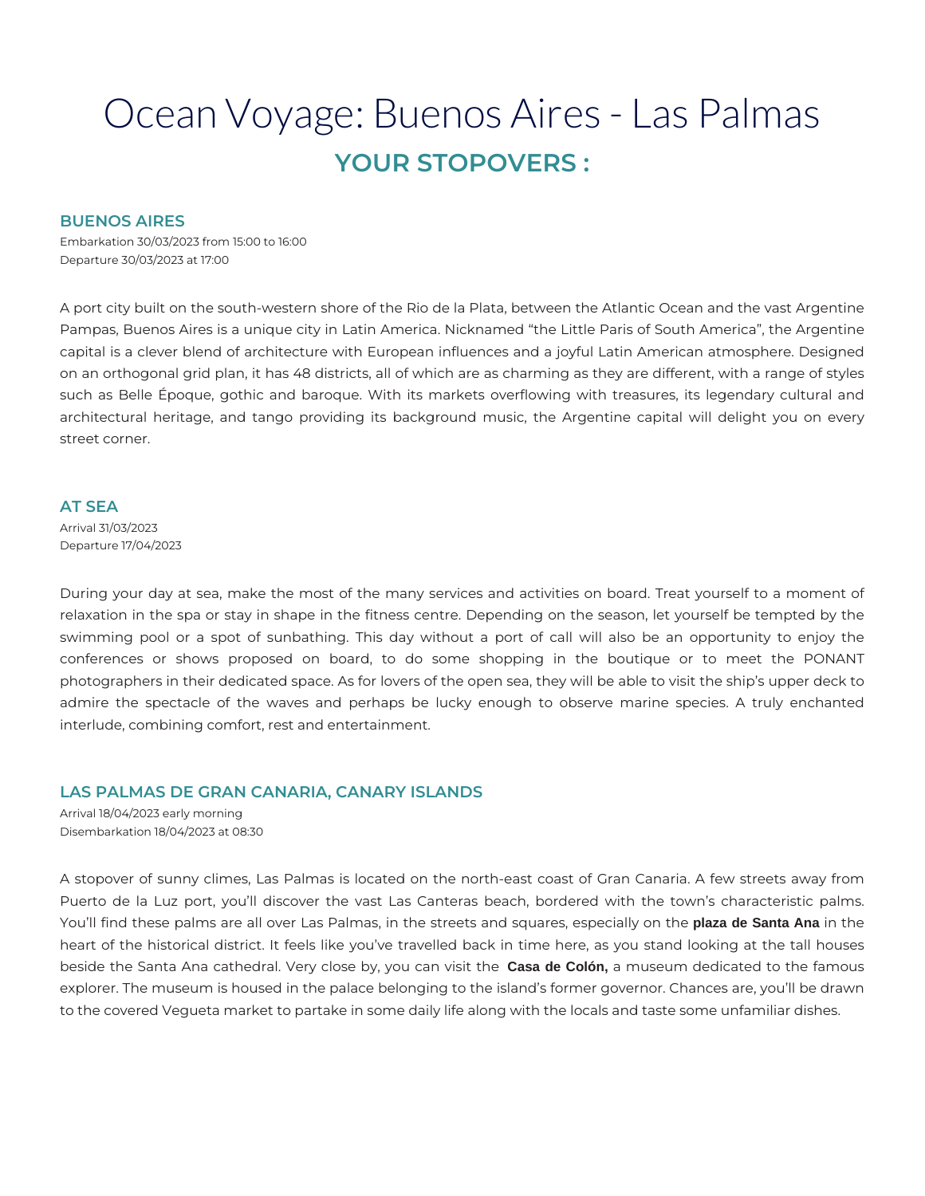# Ocean Voyage: Buenos Aires - Las Palmas

## YOUR STOPOVERS :

### BUENOS AIRES

Embarkation 30/03/2023 from 15:00 to 16:00
Departure 30/03/2023 at 17:00

A port city built on the south-western shore of the Rio de la Plata, between the Atlantic Ocean and the vast Argentine Pampas, Buenos Aires is a unique city in Latin America. Nicknamed “the Little Paris of South America”, the Argentine capital is a clever blend of architecture with European influences and a joyful Latin American atmosphere. Designed on an orthogonal grid plan, it has 48 districts, all of which are as charming as they are different, with a range of styles such as Belle Époque, gothic and baroque. With its markets overflowing with treasures, its legendary cultural and architectural heritage, and tango providing its background music, the Argentine capital will delight you on every street corner.

### AT SEA

Arrival 31/03/2023
Departure 17/04/2023

During your day at sea, make the most of the many services and activities on board. Treat yourself to a moment of relaxation in the spa or stay in shape in the fitness centre. Depending on the season, let yourself be tempted by the swimming pool or a spot of sunbathing. This day without a port of call will also be an opportunity to enjoy the conferences or shows proposed on board, to do some shopping in the boutique or to meet the PONANT photographers in their dedicated space. As for lovers of the open sea, they will be able to visit the ship’s upper deck to admire the spectacle of the waves and perhaps be lucky enough to observe marine species. A truly enchanted interlude, combining comfort, rest and entertainment.

### LAS PALMAS DE GRAN CANARIA, CANARY ISLANDS

Arrival 18/04/2023 early morning
Disembarkation 18/04/2023 at 08:30

A stopover of sunny climes, Las Palmas is located on the north-east coast of Gran Canaria. A few streets away from Puerto de la Luz port, you’ll discover the vast Las Canteras beach, bordered with the town’s characteristic palms. You’ll find these palms are all over Las Palmas, in the streets and squares, especially on the **plaza de Santa Ana** in the heart of the historical district. It feels like you’ve travelled back in time here, as you stand looking at the tall houses beside the Santa Ana cathedral. Very close by, you can visit the **Casa de Colón,** a museum dedicated to the famous explorer. The museum is housed in the palace belonging to the island’s former governor. Chances are, you’ll be drawn to the covered Vegueta market to partake in some daily life along with the locals and taste some unfamiliar dishes.